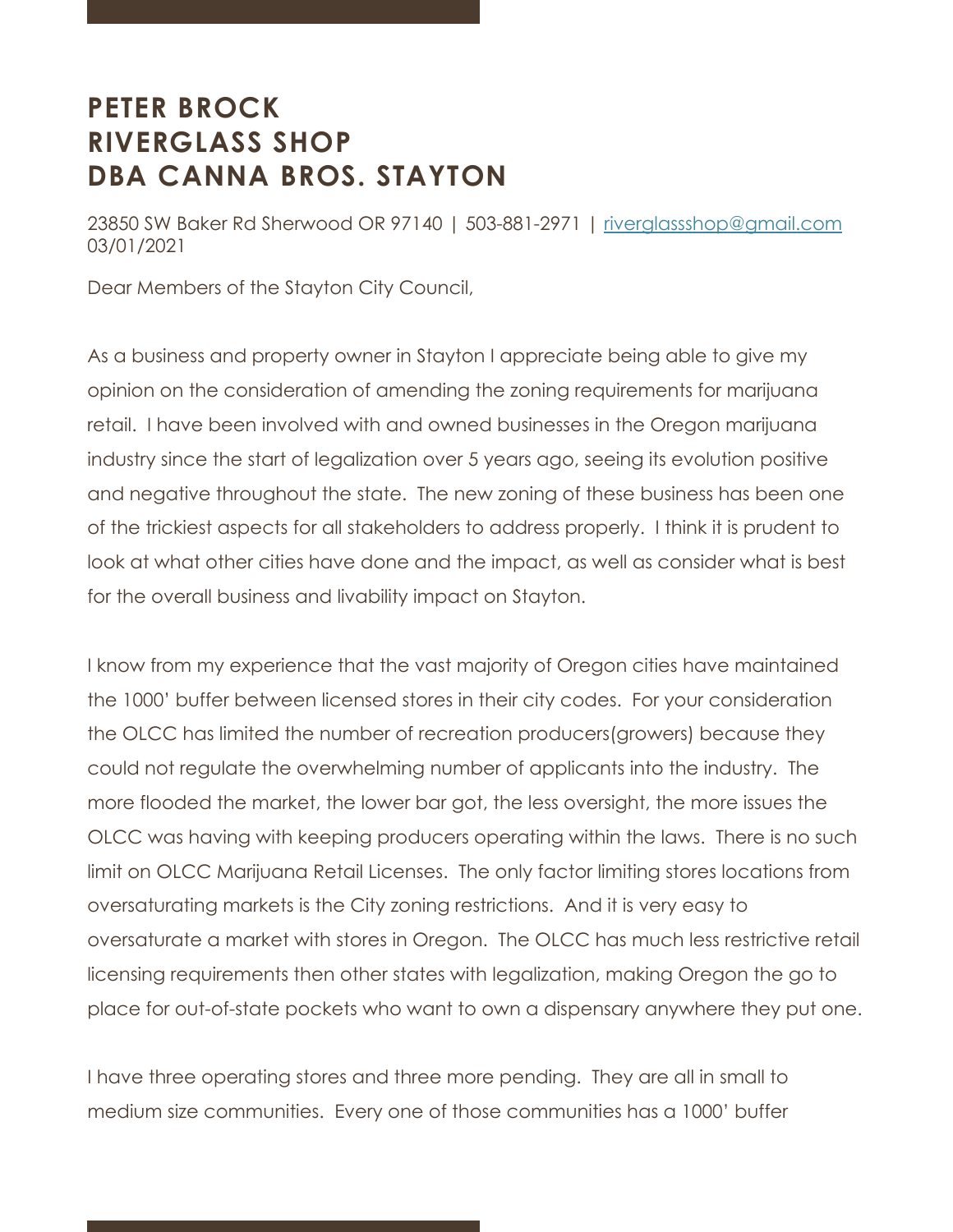# PETER BROCK
# RIVERGLASS SHOP
# DBA CANNA BROS. STAYTON

23850 SW Baker Rd Sherwood OR 97140 | 503-881-2971 | riverglassshop@gmail.com
03/01/2021

Dear Members of the Stayton City Council,

As a business and property owner in Stayton I appreciate being able to give my opinion on the consideration of amending the zoning requirements for marijuana retail. I have been involved with and owned businesses in the Oregon marijuana industry since the start of legalization over 5 years ago, seeing its evolution positive and negative throughout the state. The new zoning of these business has been one of the trickiest aspects for all stakeholders to address properly. I think it is prudent to look at what other cities have done and the impact, as well as consider what is best for the overall business and livability impact on Stayton.

I know from my experience that the vast majority of Oregon cities have maintained the 1000' buffer between licensed stores in their city codes. For your consideration the OLCC has limited the number of recreation producers(growers) because they could not regulate the overwhelming number of applicants into the industry. The more flooded the market, the lower bar got, the less oversight, the more issues the OLCC was having with keeping producers operating within the laws. There is no such limit on OLCC Marijuana Retail Licenses. The only factor limiting stores locations from oversaturating markets is the City zoning restrictions. And it is very easy to oversaturate a market with stores in Oregon. The OLCC has much less restrictive retail licensing requirements then other states with legalization, making Oregon the go to place for out-of-state pockets who want to own a dispensary anywhere they put one.

I have three operating stores and three more pending. They are all in small to medium size communities. Every one of those communities has a 1000' buffer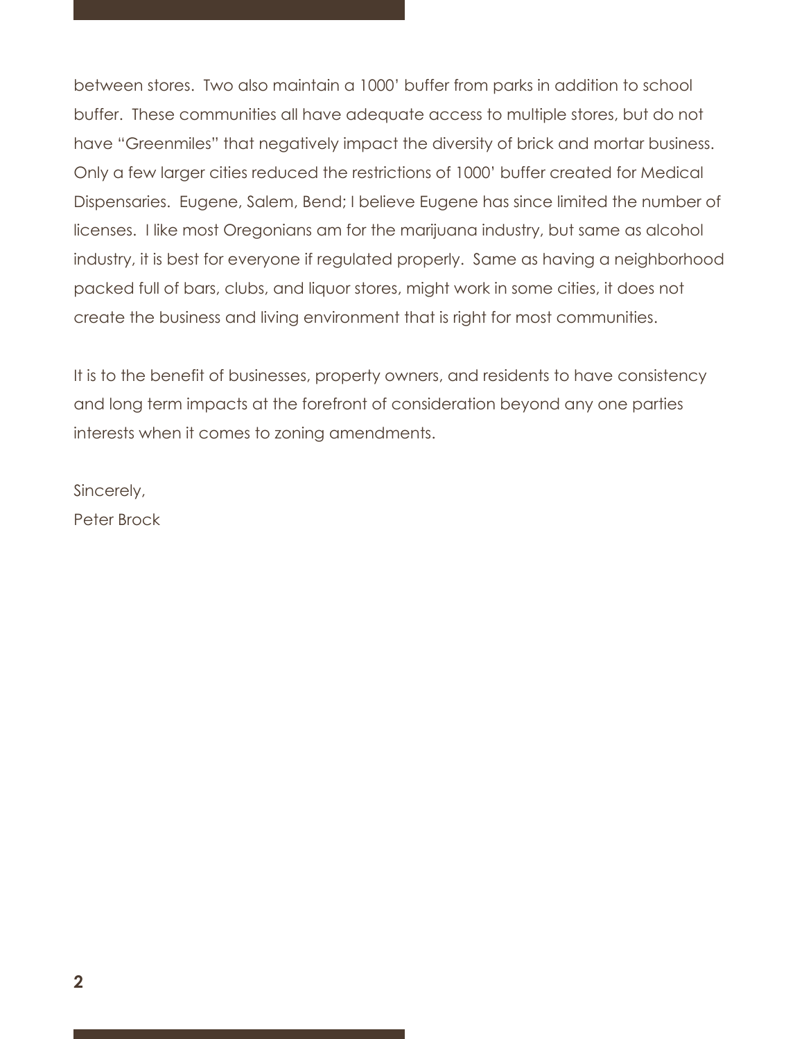between stores. Two also maintain a 1000' buffer from parks in addition to school buffer. These communities all have adequate access to multiple stores, but do not have "Greenmiles" that negatively impact the diversity of brick and mortar business. Only a few larger cities reduced the restrictions of 1000' buffer created for Medical Dispensaries. Eugene, Salem, Bend; I believe Eugene has since limited the number of licenses. I like most Oregonians am for the marijuana industry, but same as alcohol industry, it is best for everyone if regulated properly. Same as having a neighborhood packed full of bars, clubs, and liquor stores, might work in some cities, it does not create the business and living environment that is right for most communities.

It is to the benefit of businesses, property owners, and residents to have consistency and long term impacts at the forefront of consideration beyond any one parties interests when it comes to zoning amendments.

Sincerely,
Peter Brock